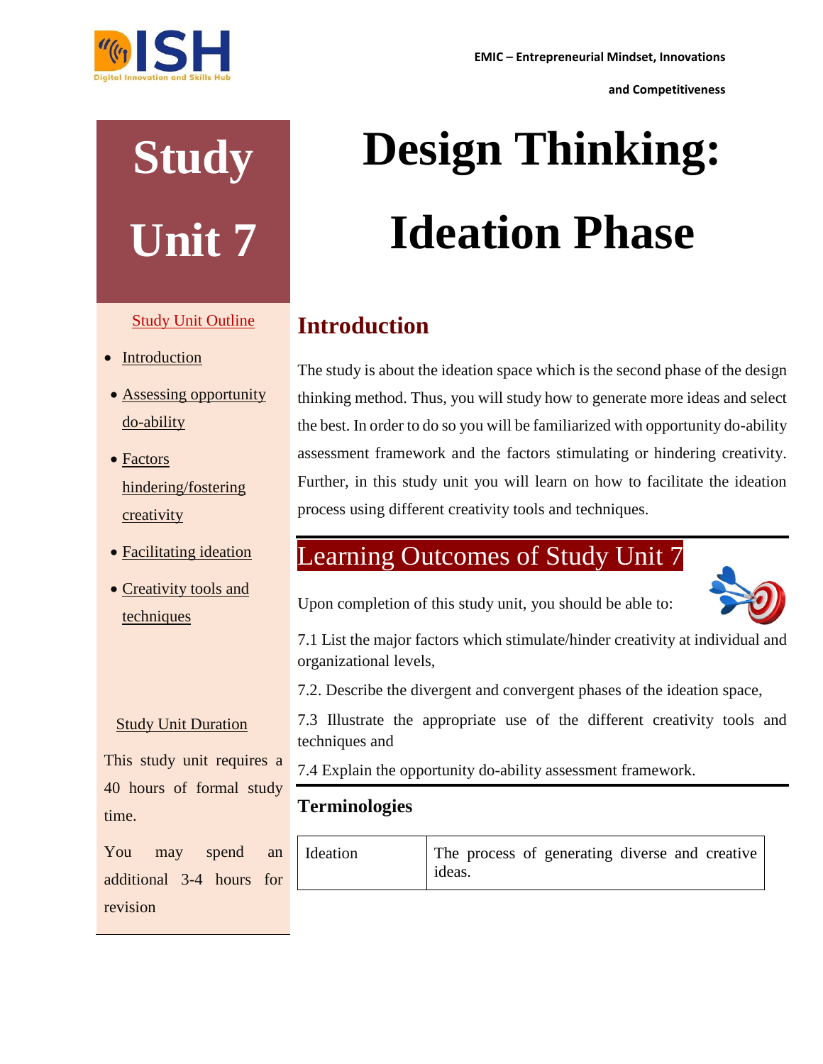# Study Unit 7

# Design Thinking: Ideation Phase

**Study Unit Outline**

- Introduction
- Assessing opportunity do-ability
- Factors hindering/fostering creativity
- Facilitating ideation
- Creativity tools and techniques

**Study Unit Duration**

This study unit requires a 40 hours of formal study time.

You may spend an additional 3-4 hours for revision

## Introduction

The study is about the ideation space which is the second phase of the design thinking method. Thus, you will study how to generate more ideas and select the best. In order to do so you will be familiarized with opportunity do-ability assessment framework and the factors stimulating or hindering creativity. Further, in this study unit you will learn on how to facilitate the ideation process using different creativity tools and techniques.

## Learning Outcomes of Study Unit 7

Upon completion of this study unit, you should be able to:

7.1 List the major factors which stimulate/hinder creativity at individual and organizational levels,

7.2. Describe the divergent and convergent phases of the ideation space,

7.3 Illustrate the appropriate use of the different creativity tools and techniques and

7.4 Explain the opportunity do-ability assessment framework.

### Terminologies

| Ideation | The process of generating diverse and creative ideas. |
|---|---|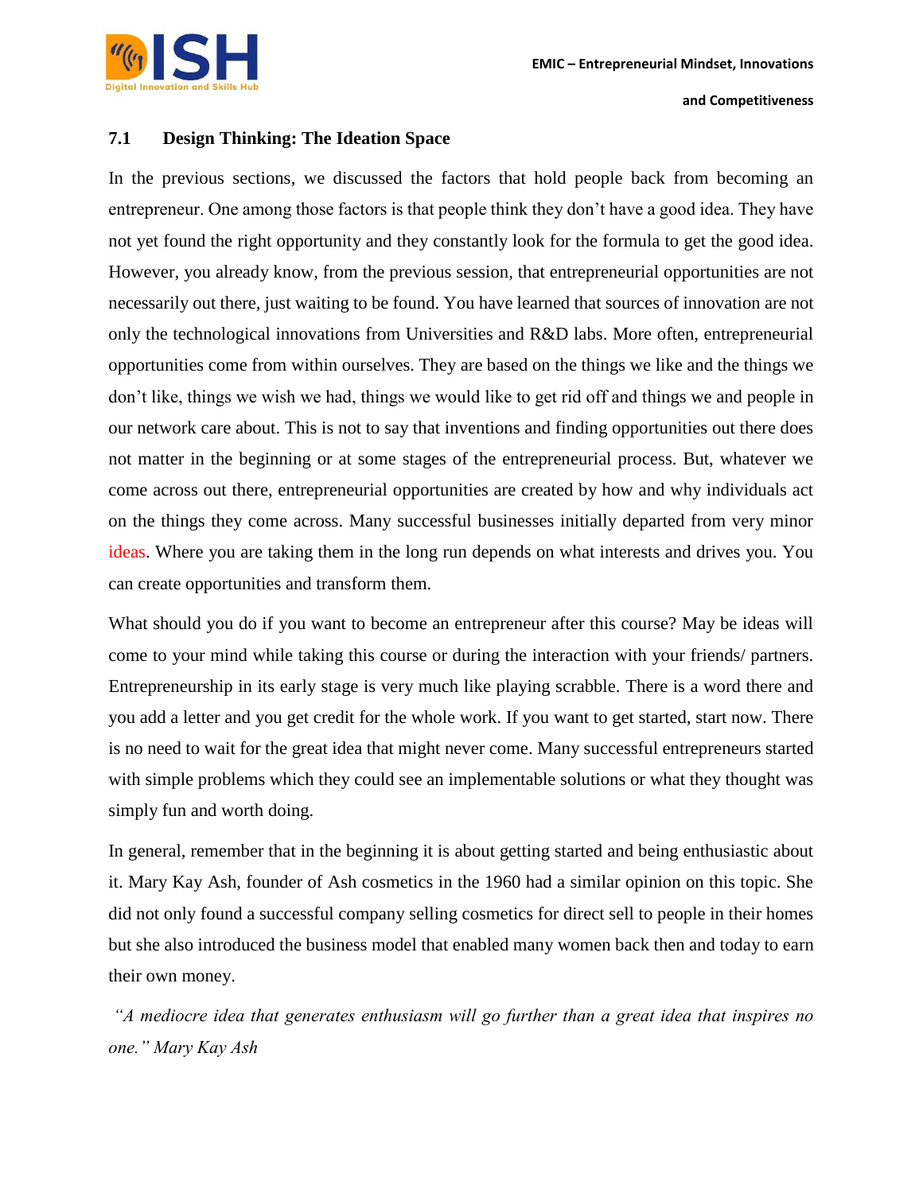## 7.1 Design Thinking: The Ideation Space

In the previous sections, we discussed the factors that hold people back from becoming an entrepreneur. One among those factors is that people think they don't have a good idea. They have not yet found the right opportunity and they constantly look for the formula to get the good idea. However, you already know, from the previous session, that entrepreneurial opportunities are not necessarily out there, just waiting to be found. You have learned that sources of innovation are not only the technological innovations from Universities and R&D labs. More often, entrepreneurial opportunities come from within ourselves. They are based on the things we like and the things we don't like, things we wish we had, things we would like to get rid off and things we and people in our network care about. This is not to say that inventions and finding opportunities out there does not matter in the beginning or at some stages of the entrepreneurial process. But, whatever we come across out there, entrepreneurial opportunities are created by how and why individuals act on the things they come across. Many successful businesses initially departed from very minor ideas. Where you are taking them in the long run depends on what interests and drives you. You can create opportunities and transform them.

What should you do if you want to become an entrepreneur after this course? May be ideas will come to your mind while taking this course or during the interaction with your friends/ partners. Entrepreneurship in its early stage is very much like playing scrabble. There is a word there and you add a letter and you get credit for the whole work. If you want to get started, start now. There is no need to wait for the great idea that might never come. Many successful entrepreneurs started with simple problems which they could see an implementable solutions or what they thought was simply fun and worth doing.

In general, remember that in the beginning it is about getting started and being enthusiastic about it. Mary Kay Ash, founder of Ash cosmetics in the 1960 had a similar opinion on this topic. She did not only found a successful company selling cosmetics for direct sell to people in their homes but she also introduced the business model that enabled many women back then and today to earn their own money.

*"A mediocre idea that generates enthusiasm will go further than a great idea that inspires no one." Mary Kay Ash*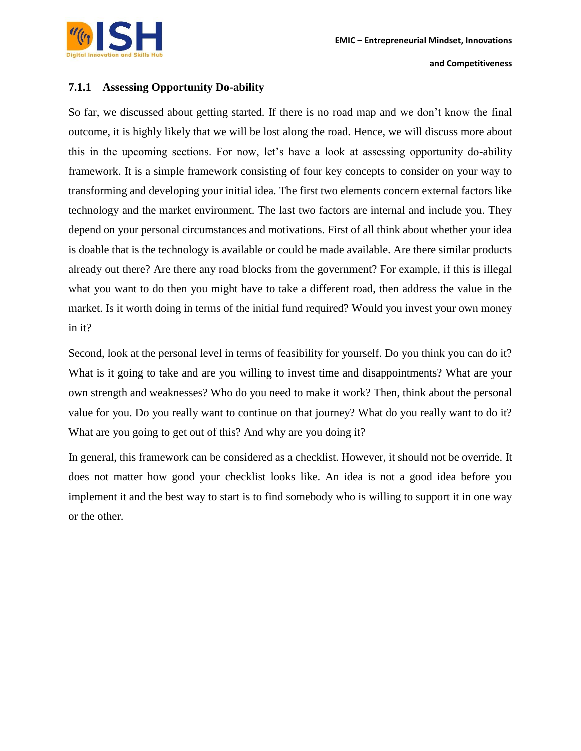### 7.1.1 Assessing Opportunity Do-ability

So far, we discussed about getting started. If there is no road map and we don't know the final outcome, it is highly likely that we will be lost along the road. Hence, we will discuss more about this in the upcoming sections. For now, let's have a look at assessing opportunity do-ability framework. It is a simple framework consisting of four key concepts to consider on your way to transforming and developing your initial idea. The first two elements concern external factors like technology and the market environment. The last two factors are internal and include you. They depend on your personal circumstances and motivations. First of all think about whether your idea is doable that is the technology is available or could be made available. Are there similar products already out there? Are there any road blocks from the government? For example, if this is illegal what you want to do then you might have to take a different road, then address the value in the market. Is it worth doing in terms of the initial fund required? Would you invest your own money in it?

Second, look at the personal level in terms of feasibility for yourself. Do you think you can do it? What is it going to take and are you willing to invest time and disappointments? What are your own strength and weaknesses? Who do you need to make it work? Then, think about the personal value for you. Do you really want to continue on that journey? What do you really want to do it? What are you going to get out of this? And why are you doing it?

In general, this framework can be considered as a checklist. However, it should not be override. It does not matter how good your checklist looks like. An idea is not a good idea before you implement it and the best way to start is to find somebody who is willing to support it in one way or the other.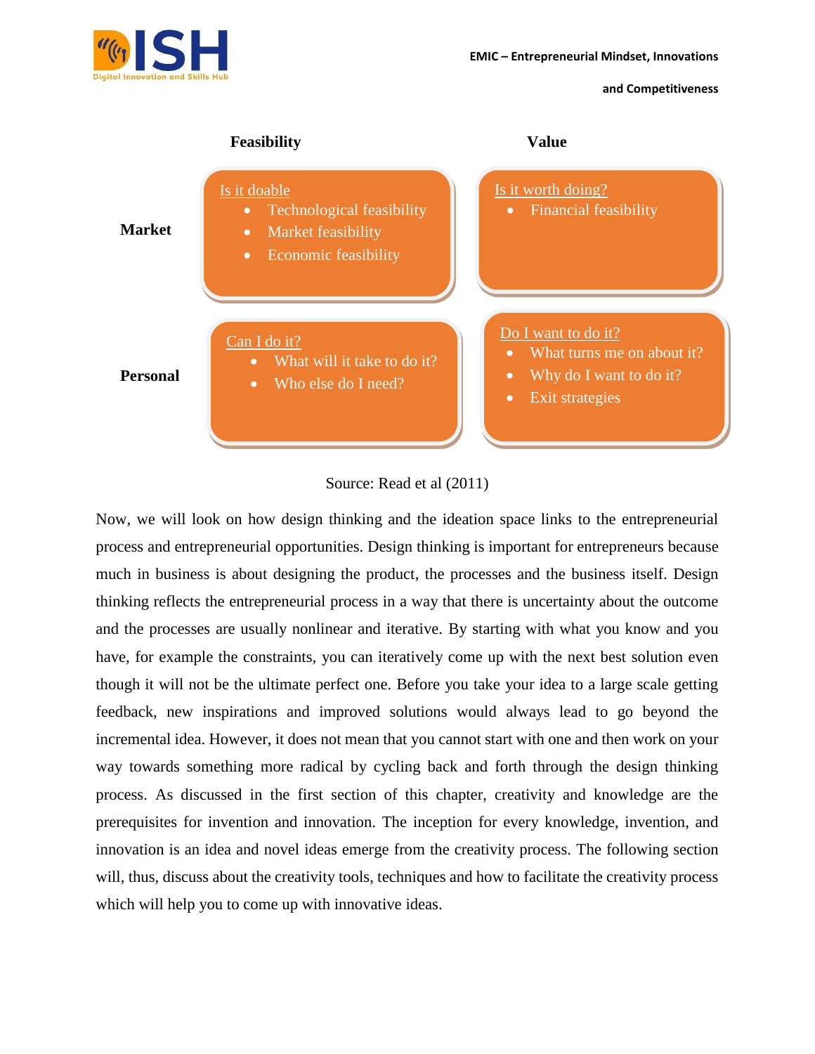|  | Feasibility | Value |
| --- | --- | --- |
| **Market** | Is it doable<br>• Technological feasibility<br>• Market feasibility<br>• Economic feasibility | Is it worth doing?<br>• Financial feasibility |
| **Personal** | Can I do it?<br>• What will it take to do it?<br>• Who else do I need? | Do I want to do it?<br>• What turns me on about it?<br>• Why do I want to do it?<br>• Exit strategies |

Source: Read et al (2011)

Now, we will look on how design thinking and the ideation space links to the entrepreneurial process and entrepreneurial opportunities. Design thinking is important for entrepreneurs because much in business is about designing the product, the processes and the business itself. Design thinking reflects the entrepreneurial process in a way that there is uncertainty about the outcome and the processes are usually nonlinear and iterative. By starting with what you know and you have, for example the constraints, you can iteratively come up with the next best solution even though it will not be the ultimate perfect one. Before you take your idea to a large scale getting feedback, new inspirations and improved solutions would always lead to go beyond the incremental idea. However, it does not mean that you cannot start with one and then work on your way towards something more radical by cycling back and forth through the design thinking process. As discussed in the first section of this chapter, creativity and knowledge are the prerequisites for invention and innovation. The inception for every knowledge, invention, and innovation is an idea and novel ideas emerge from the creativity process. The following section will, thus, discuss about the creativity tools, techniques and how to facilitate the creativity process which will help you to come up with innovative ideas.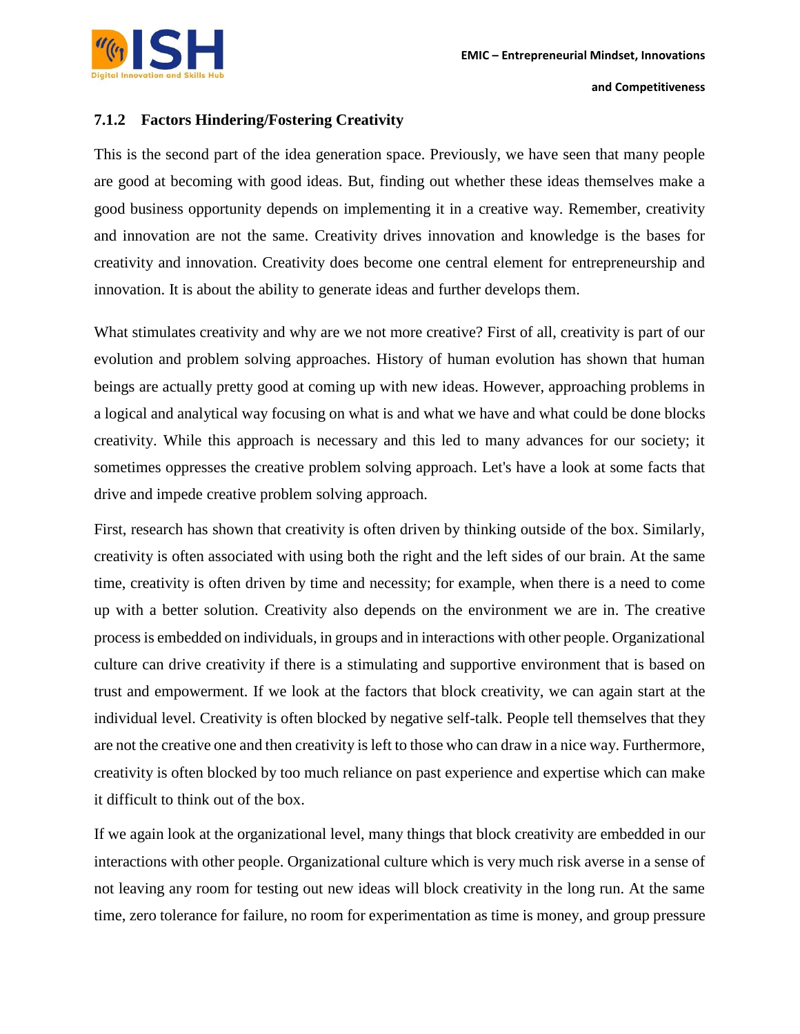### 7.1.2 Factors Hindering/Fostering Creativity

This is the second part of the idea generation space. Previously, we have seen that many people are good at becoming with good ideas. But, finding out whether these ideas themselves make a good business opportunity depends on implementing it in a creative way. Remember, creativity and innovation are not the same. Creativity drives innovation and knowledge is the bases for creativity and innovation. Creativity does become one central element for entrepreneurship and innovation. It is about the ability to generate ideas and further develops them.

What stimulates creativity and why are we not more creative? First of all, creativity is part of our evolution and problem solving approaches. History of human evolution has shown that human beings are actually pretty good at coming up with new ideas. However, approaching problems in a logical and analytical way focusing on what is and what we have and what could be done blocks creativity. While this approach is necessary and this led to many advances for our society; it sometimes oppresses the creative problem solving approach. Let's have a look at some facts that drive and impede creative problem solving approach.

First, research has shown that creativity is often driven by thinking outside of the box. Similarly, creativity is often associated with using both the right and the left sides of our brain. At the same time, creativity is often driven by time and necessity; for example, when there is a need to come up with a better solution. Creativity also depends on the environment we are in. The creative process is embedded on individuals, in groups and in interactions with other people. Organizational culture can drive creativity if there is a stimulating and supportive environment that is based on trust and empowerment. If we look at the factors that block creativity, we can again start at the individual level. Creativity is often blocked by negative self-talk. People tell themselves that they are not the creative one and then creativity is left to those who can draw in a nice way. Furthermore, creativity is often blocked by too much reliance on past experience and expertise which can make it difficult to think out of the box.

If we again look at the organizational level, many things that block creativity are embedded in our interactions with other people. Organizational culture which is very much risk averse in a sense of not leaving any room for testing out new ideas will block creativity in the long run. At the same time, zero tolerance for failure, no room for experimentation as time is money, and group pressure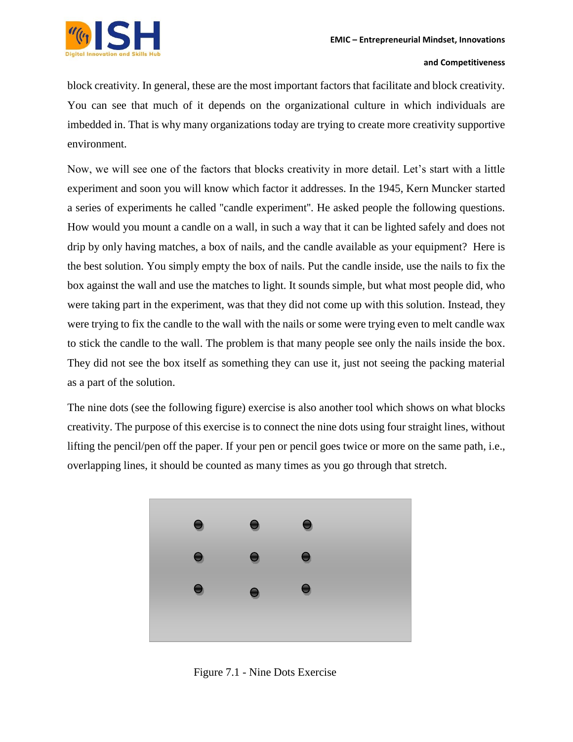block creativity. In general, these are the most important factors that facilitate and block creativity. You can see that much of it depends on the organizational culture in which individuals are imbedded in. That is why many organizations today are trying to create more creativity supportive environment.

Now, we will see one of the factors that blocks creativity in more detail. Let's start with a little experiment and soon you will know which factor it addresses. In the 1945, Kern Muncker started a series of experiments he called "candle experiment". He asked people the following questions. How would you mount a candle on a wall, in such a way that it can be lighted safely and does not drip by only having matches, a box of nails, and the candle available as your equipment? Here is the best solution. You simply empty the box of nails. Put the candle inside, use the nails to fix the box against the wall and use the matches to light. It sounds simple, but what most people did, who were taking part in the experiment, was that they did not come up with this solution. Instead, they were trying to fix the candle to the wall with the nails or some were trying even to melt candle wax to stick the candle to the wall. The problem is that many people see only the nails inside the box. They did not see the box itself as something they can use it, just not seeing the packing material as a part of the solution.

The nine dots (see the following figure) exercise is also another tool which shows on what blocks creativity. The purpose of this exercise is to connect the nine dots using four straight lines, without lifting the pencil/pen off the paper. If your pen or pencil goes twice or more on the same path, i.e., overlapping lines, it should be counted as many times as you go through that stretch.

Figure 7.1 - Nine Dots Exercise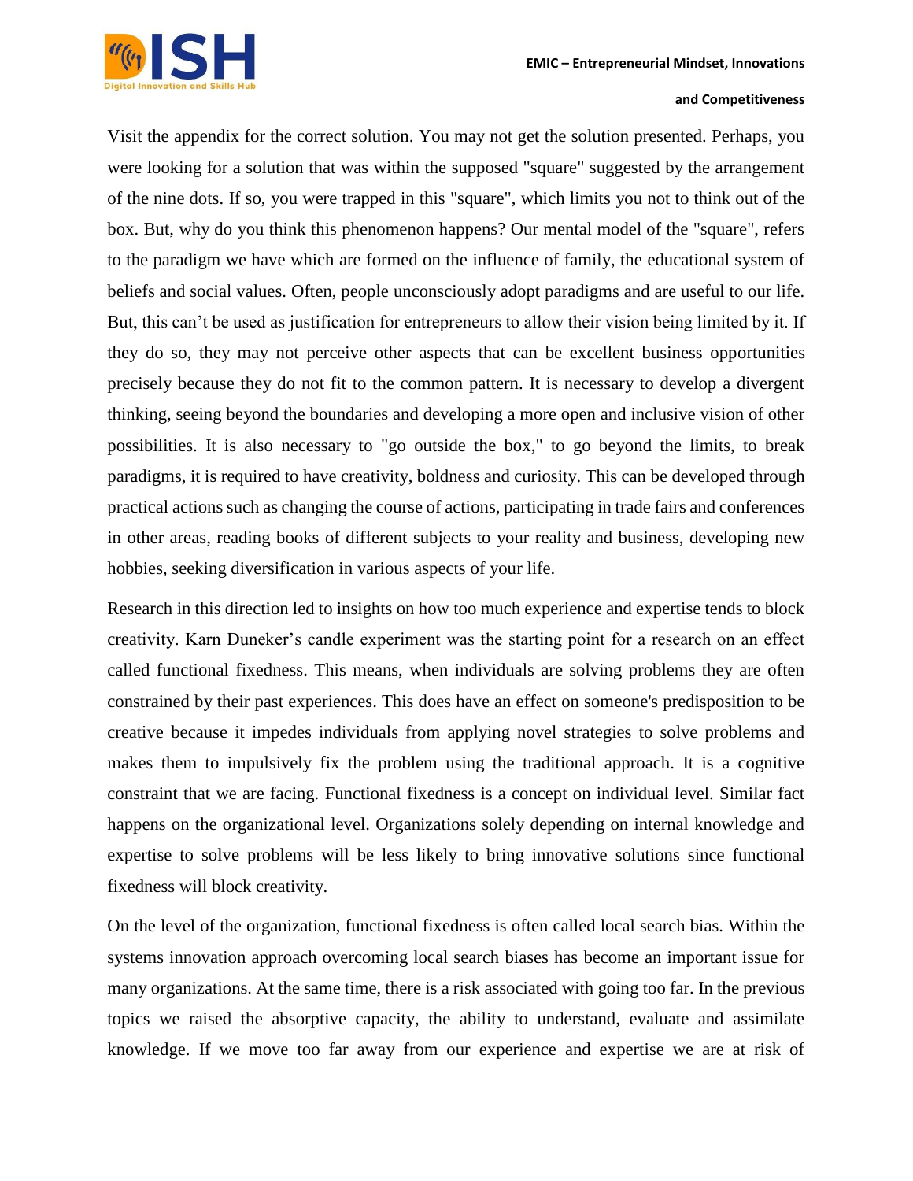Visit the appendix for the correct solution. You may not get the solution presented. Perhaps, you were looking for a solution that was within the supposed "square" suggested by the arrangement of the nine dots. If so, you were trapped in this "square", which limits you not to think out of the box. But, why do you think this phenomenon happens? Our mental model of the "square", refers to the paradigm we have which are formed on the influence of family, the educational system of beliefs and social values. Often, people unconsciously adopt paradigms and are useful to our life. But, this can't be used as justification for entrepreneurs to allow their vision being limited by it. If they do so, they may not perceive other aspects that can be excellent business opportunities precisely because they do not fit to the common pattern. It is necessary to develop a divergent thinking, seeing beyond the boundaries and developing a more open and inclusive vision of other possibilities. It is also necessary to "go outside the box," to go beyond the limits, to break paradigms, it is required to have creativity, boldness and curiosity. This can be developed through practical actions such as changing the course of actions, participating in trade fairs and conferences in other areas, reading books of different subjects to your reality and business, developing new hobbies, seeking diversification in various aspects of your life.

Research in this direction led to insights on how too much experience and expertise tends to block creativity. Karn Duneker's candle experiment was the starting point for a research on an effect called functional fixedness. This means, when individuals are solving problems they are often constrained by their past experiences. This does have an effect on someone's predisposition to be creative because it impedes individuals from applying novel strategies to solve problems and makes them to impulsively fix the problem using the traditional approach. It is a cognitive constraint that we are facing. Functional fixedness is a concept on individual level. Similar fact happens on the organizational level. Organizations solely depending on internal knowledge and expertise to solve problems will be less likely to bring innovative solutions since functional fixedness will block creativity.

On the level of the organization, functional fixedness is often called local search bias. Within the systems innovation approach overcoming local search biases has become an important issue for many organizations. At the same time, there is a risk associated with going too far. In the previous topics we raised the absorptive capacity, the ability to understand, evaluate and assimilate knowledge. If we move too far away from our experience and expertise we are at risk of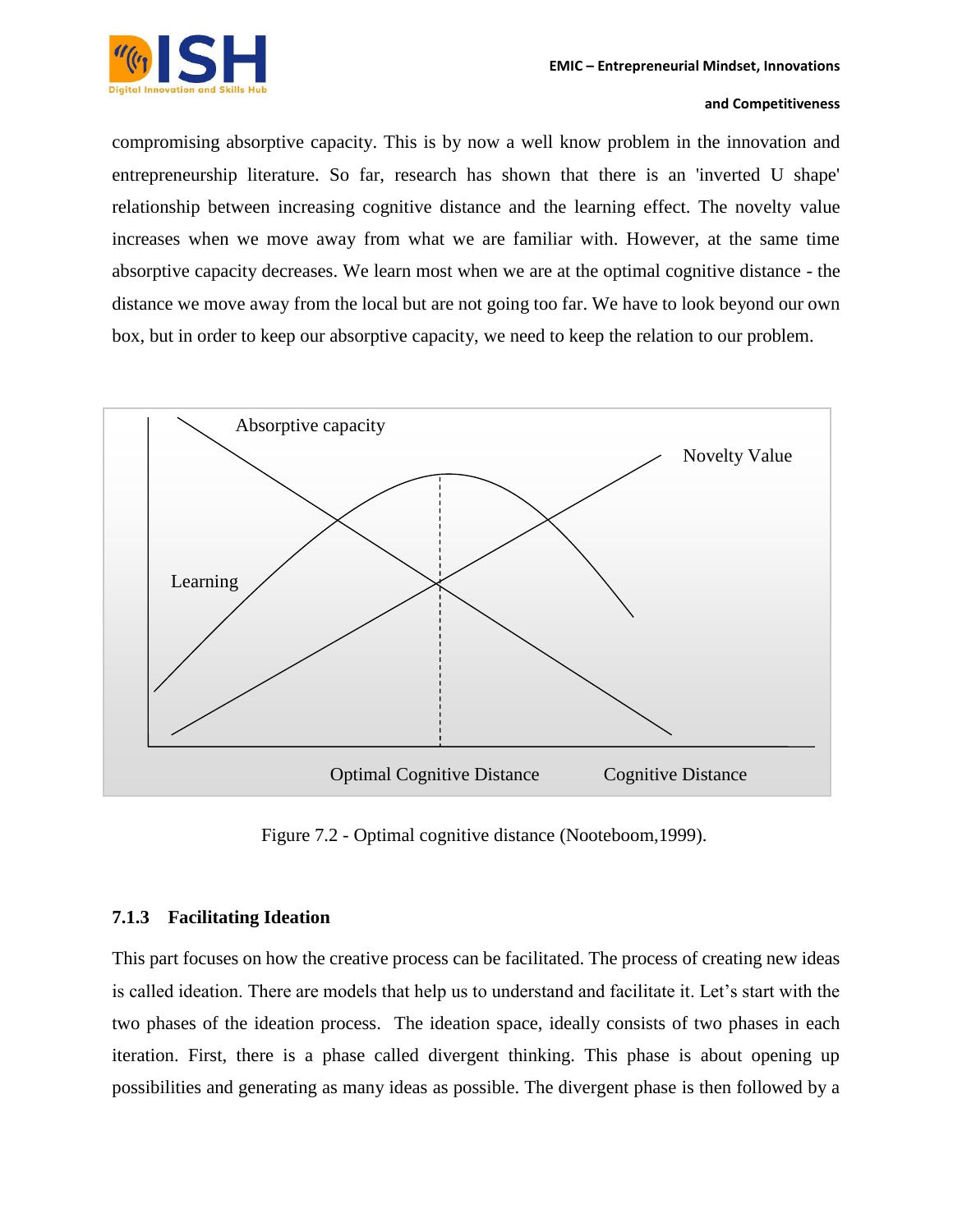compromising absorptive capacity. This is by now a well know problem in the innovation and entrepreneurship literature. So far, research has shown that there is an 'inverted U shape' relationship between increasing cognitive distance and the learning effect. The novelty value increases when we move away from what we are familiar with. However, at the same time absorptive capacity decreases. We learn most when we are at the optimal cognitive distance - the distance we move away from the local but are not going too far. We have to look beyond our own box, but in order to keep our absorptive capacity, we need to keep the relation to our problem.

Figure 7.2 - Optimal cognitive distance (Nooteboom,1999).

### 7.1.3 Facilitating Ideation

This part focuses on how the creative process can be facilitated. The process of creating new ideas is called ideation. There are models that help us to understand and facilitate it. Let's start with the two phases of the ideation process. The ideation space, ideally consists of two phases in each iteration. First, there is a phase called divergent thinking. This phase is about opening up possibilities and generating as many ideas as possible. The divergent phase is then followed by a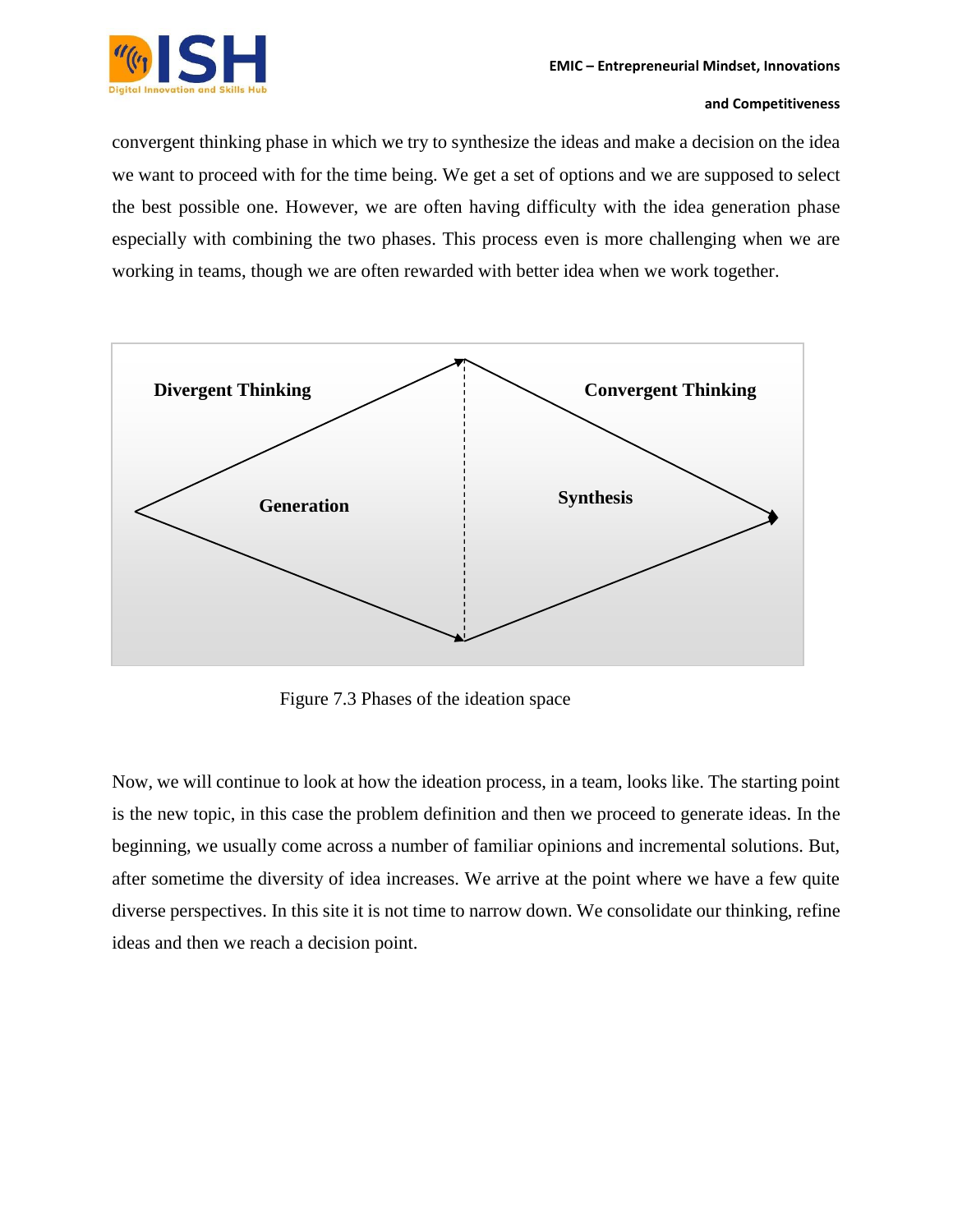convergent thinking phase in which we try to synthesize the ideas and make a decision on the idea we want to proceed with for the time being. We get a set of options and we are supposed to select the best possible one. However, we are often having difficulty with the idea generation phase especially with combining the two phases. This process even is more challenging when we are working in teams, though we are often rewarded with better idea when we work together.

**Divergent Thinking** **Convergent Thinking**

**Generation** **Synthesis**

Figure 7.3 Phases of the ideation space

Now, we will continue to look at how the ideation process, in a team, looks like. The starting point is the new topic, in this case the problem definition and then we proceed to generate ideas. In the beginning, we usually come across a number of familiar opinions and incremental solutions. But, after sometime the diversity of idea increases. We arrive at the point where we have a few quite diverse perspectives. In this site it is not time to narrow down. We consolidate our thinking, refine ideas and then we reach a decision point.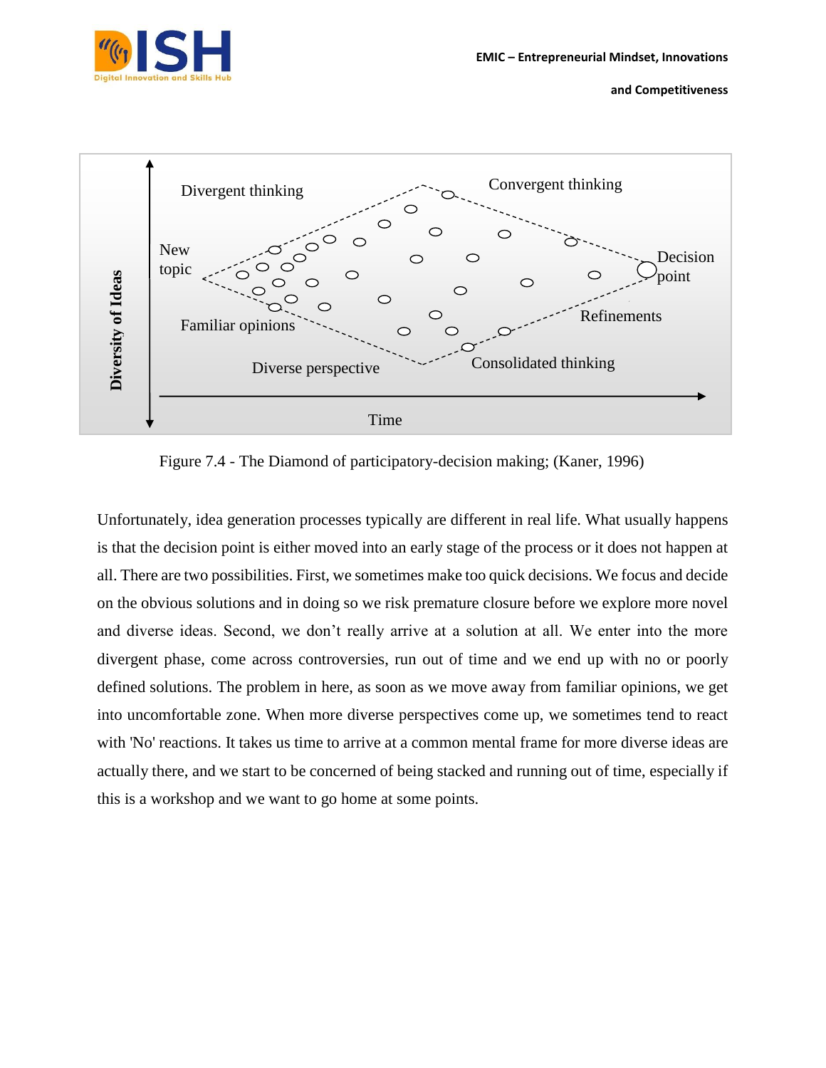Figure 7.4 - The Diamond of participatory-decision making; (Kaner, 1996)

Unfortunately, idea generation processes typically are different in real life. What usually happens is that the decision point is either moved into an early stage of the process or it does not happen at all. There are two possibilities. First, we sometimes make too quick decisions. We focus and decide on the obvious solutions and in doing so we risk premature closure before we explore more novel and diverse ideas. Second, we don't really arrive at a solution at all. We enter into the more divergent phase, come across controversies, run out of time and we end up with no or poorly defined solutions. The problem in here, as soon as we move away from familiar opinions, we get into uncomfortable zone. When more diverse perspectives come up, we sometimes tend to react with 'No' reactions. It takes us time to arrive at a common mental frame for more diverse ideas are actually there, and we start to be concerned of being stacked and running out of time, especially if this is a workshop and we want to go home at some points.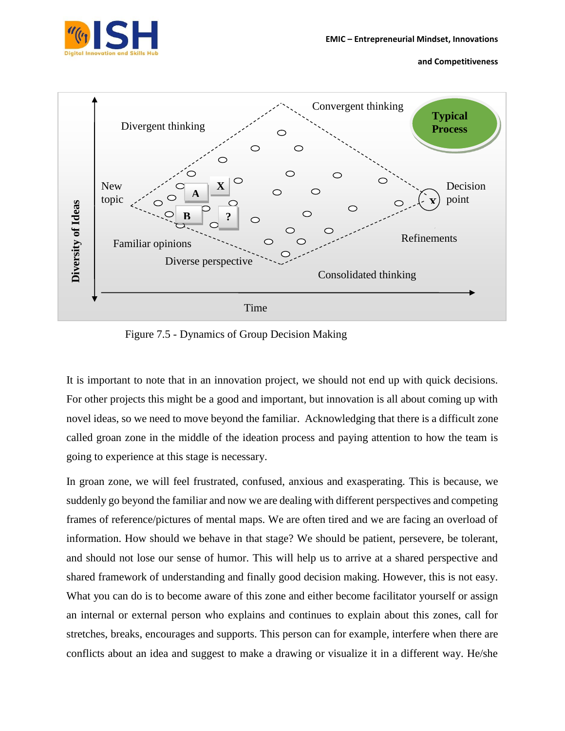Figure 7.5 - Dynamics of Group Decision Making

It is important to note that in an innovation project, we should not end up with quick decisions. For other projects this might be a good and important, but innovation is all about coming up with novel ideas, so we need to move beyond the familiar. Acknowledging that there is a difficult zone called groan zone in the middle of the ideation process and paying attention to how the team is going to experience at this stage is necessary.

In groan zone, we will feel frustrated, confused, anxious and exasperating. This is because, we suddenly go beyond the familiar and now we are dealing with different perspectives and competing frames of reference/pictures of mental maps. We are often tired and we are facing an overload of information. How should we behave in that stage? We should be patient, persevere, be tolerant, and should not lose our sense of humor. This will help us to arrive at a shared perspective and shared framework of understanding and finally good decision making. However, this is not easy. What you can do is to become aware of this zone and either become facilitator yourself or assign an internal or external person who explains and continues to explain about this zones, call for stretches, breaks, encourages and supports. This person can for example, interfere when there are conflicts about an idea and suggest to make a drawing or visualize it in a different way. He/she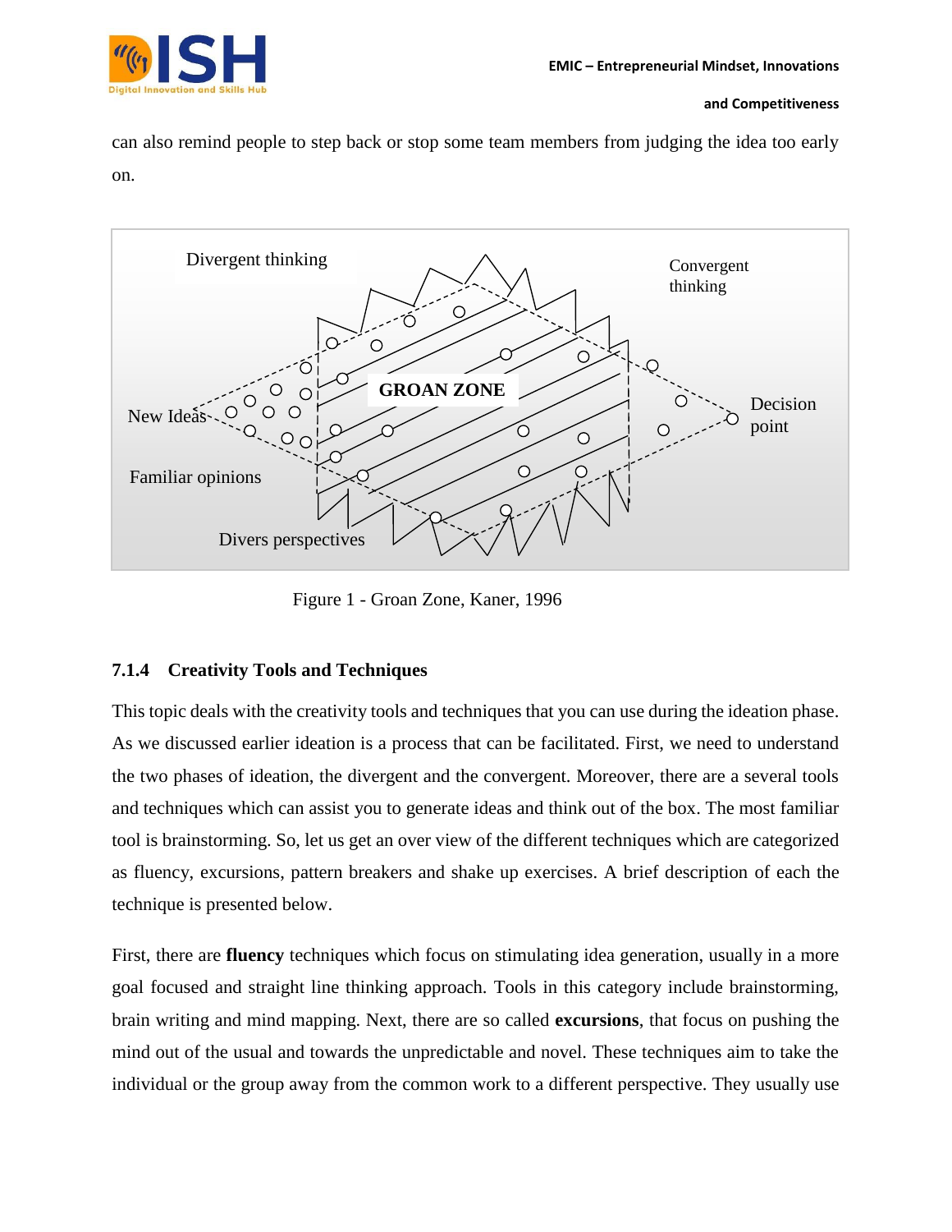can also remind people to step back or stop some team members from judging the idea too early on.

Figure 1 - Groan Zone, Kaner, 1996

### 7.1.4 Creativity Tools and Techniques

This topic deals with the creativity tools and techniques that you can use during the ideation phase. As we discussed earlier ideation is a process that can be facilitated. First, we need to understand the two phases of ideation, the divergent and the convergent. Moreover, there are a several tools and techniques which can assist you to generate ideas and think out of the box. The most familiar tool is brainstorming. So, let us get an over view of the different techniques which are categorized as fluency, excursions, pattern breakers and shake up exercises. A brief description of each the technique is presented below.

First, there are **fluency** techniques which focus on stimulating idea generation, usually in a more goal focused and straight line thinking approach. Tools in this category include brainstorming, brain writing and mind mapping. Next, there are so called **excursions**, that focus on pushing the mind out of the usual and towards the unpredictable and novel. These techniques aim to take the individual or the group away from the common work to a different perspective. They usually use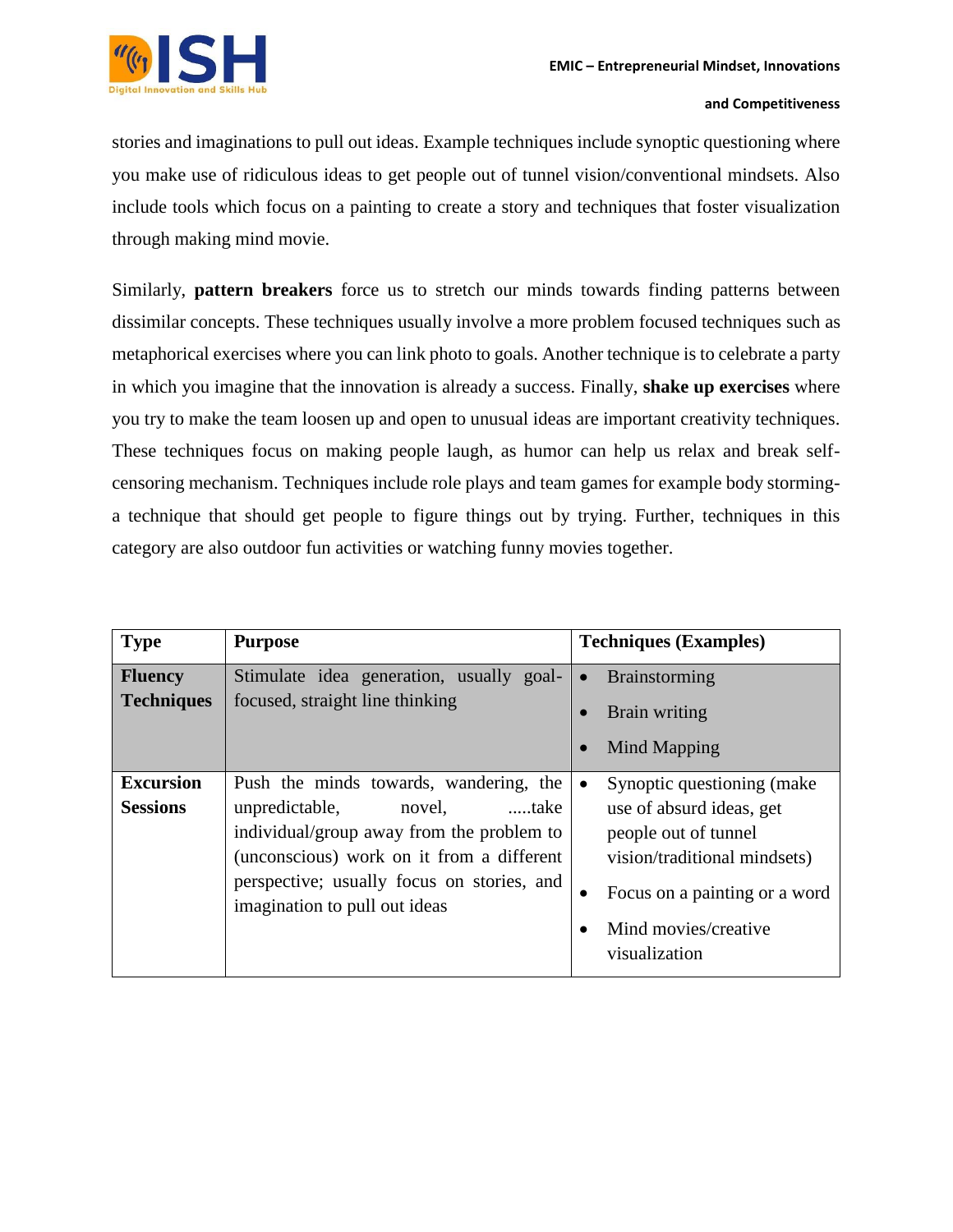stories and imaginations to pull out ideas. Example techniques include synoptic questioning where you make use of ridiculous ideas to get people out of tunnel vision/conventional mindsets. Also include tools which focus on a painting to create a story and techniques that foster visualization through making mind movie.

Similarly, **pattern breakers** force us to stretch our minds towards finding patterns between dissimilar concepts. These techniques usually involve a more problem focused techniques such as metaphorical exercises where you can link photo to goals. Another technique is to celebrate a party in which you imagine that the innovation is already a success. Finally, **shake up exercises** where you try to make the team loosen up and open to unusual ideas are important creativity techniques. These techniques focus on making people laugh, as humor can help us relax and break self-censoring mechanism. Techniques include role plays and team games for example body storming- a technique that should get people to figure things out by trying. Further, techniques in this category are also outdoor fun activities or watching funny movies together.

| Type | Purpose | Techniques (Examples) |
|---|---|---|
| **Fluency Techniques** | Stimulate idea generation, usually goal-focused, straight line thinking | • Brainstorming<br>• Brain writing<br>• Mind Mapping |
| **Excursion Sessions** | Push the minds towards, wandering, the unpredictable, novel, .....take individual/group away from the problem to (unconscious) work on it from a different perspective; usually focus on stories, and imagination to pull out ideas | • Synoptic questioning (make use of absurd ideas, get people out of tunnel vision/traditional mindsets)<br>• Focus on a painting or a word<br>• Mind movies/creative visualization |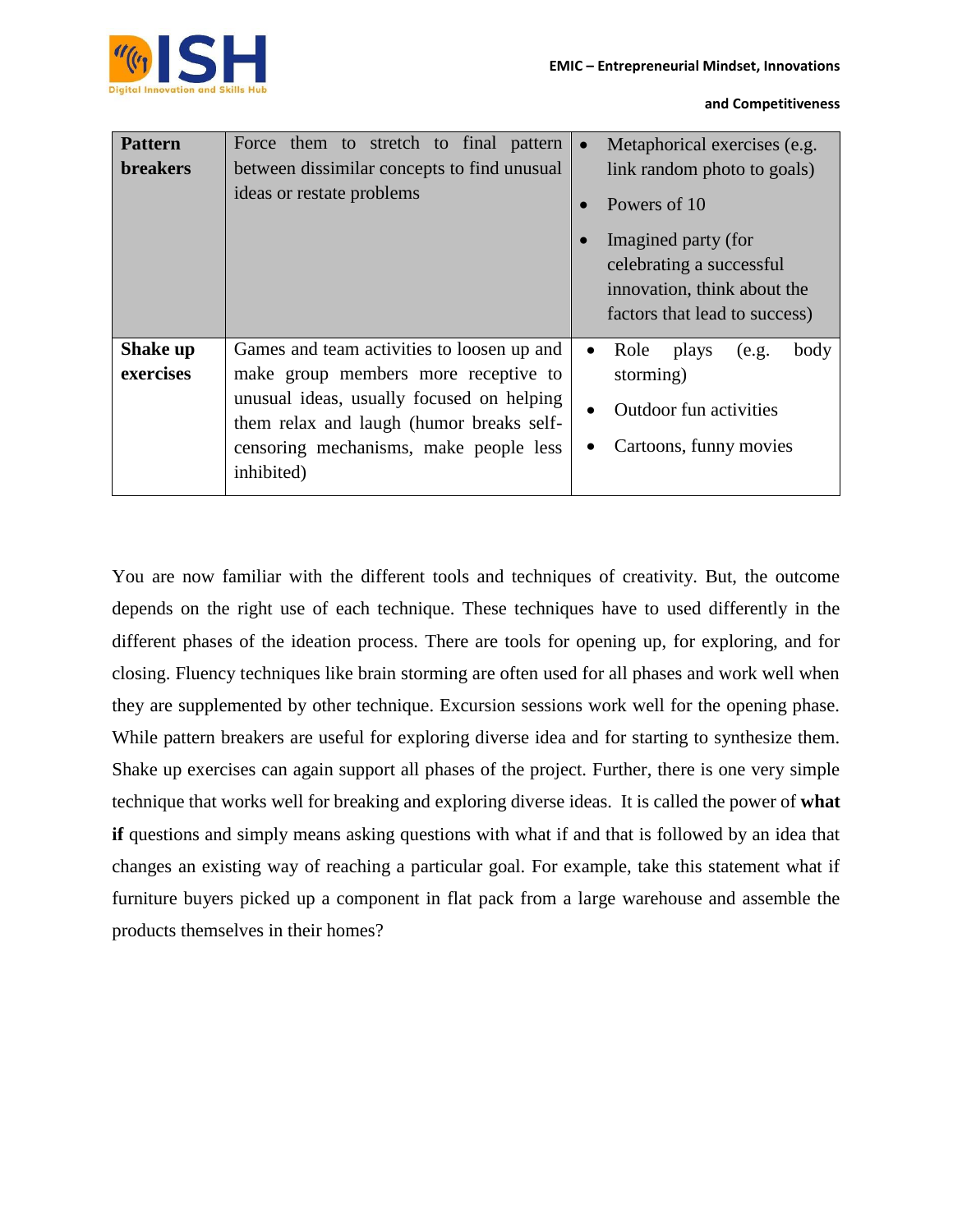| **Pattern breakers** | Force them to stretch to final pattern between dissimilar concepts to find unusual ideas or restate problems | • Metaphorical exercises (e.g. link random photo to goals)<br>• Powers of 10<br>• Imagined party (for celebrating a successful innovation, think about the factors that lead to success) |
|---|---|---|
| **Shake up exercises** | Games and team activities to loosen up and make group members more receptive to unusual ideas, usually focused on helping them relax and laugh (humor breaks self-censoring mechanisms, make people less inhibited) | • Role plays (e.g. body storming)<br>• Outdoor fun activities<br>• Cartoons, funny movies |

You are now familiar with the different tools and techniques of creativity. But, the outcome depends on the right use of each technique. These techniques have to used differently in the different phases of the ideation process. There are tools for opening up, for exploring, and for closing. Fluency techniques like brain storming are often used for all phases and work well when they are supplemented by other technique. Excursion sessions work well for the opening phase. While pattern breakers are useful for exploring diverse idea and for starting to synthesize them. Shake up exercises can again support all phases of the project. Further, there is one very simple technique that works well for breaking and exploring diverse ideas. It is called the power of **what if** questions and simply means asking questions with what if and that is followed by an idea that changes an existing way of reaching a particular goal. For example, take this statement what if furniture buyers picked up a component in flat pack from a large warehouse and assemble the products themselves in their homes?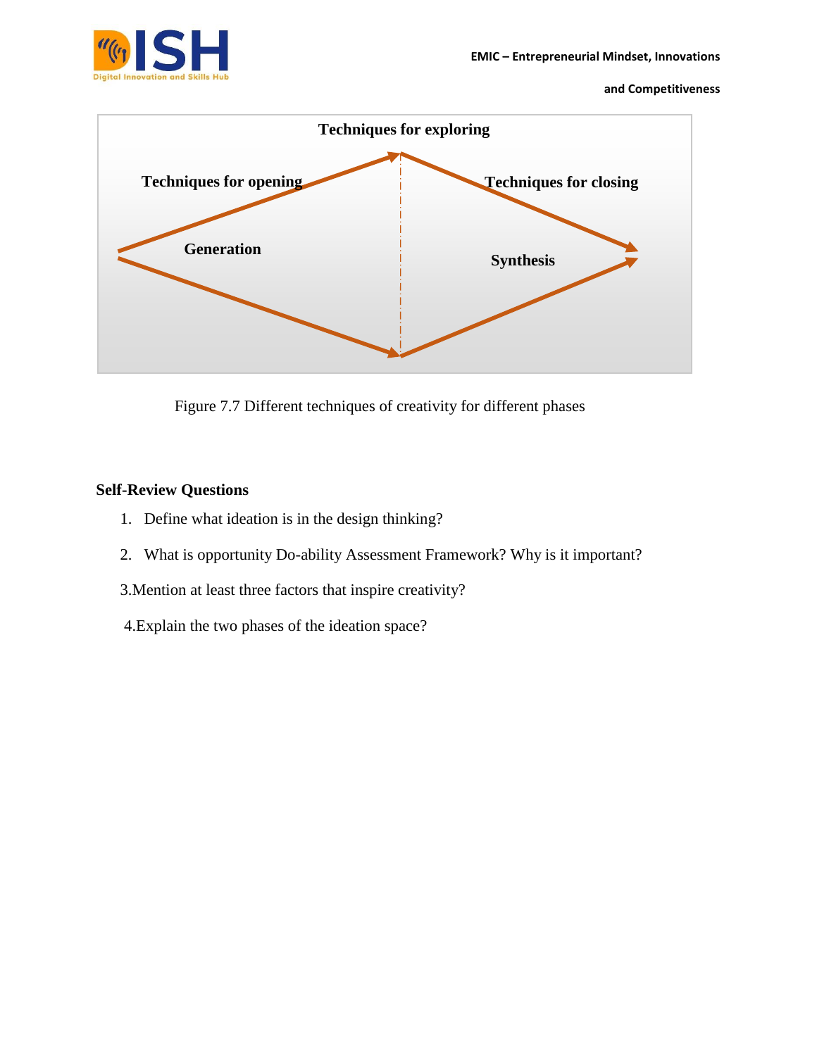Techniques for exploring

Techniques for opening

Techniques for closing

Generation

Synthesis

Figure 7.7 Different techniques of creativity for different phases

**Self-Review Questions**

1. Define what ideation is in the design thinking?
2. What is opportunity Do-ability Assessment Framework? Why is it important?

3.Mention at least three factors that inspire creativity?

4.Explain the two phases of the ideation space?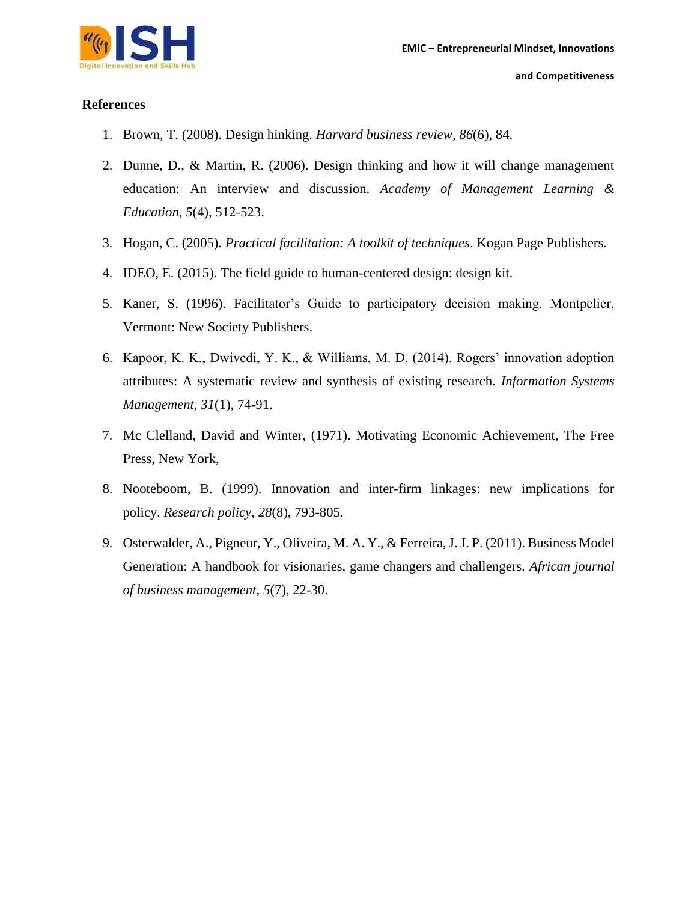## References

1. Brown, T. (2008). Design hinking. *Harvard business review*, *86*(6), 84.
2. Dunne, D., & Martin, R. (2006). Design thinking and how it will change management education: An interview and discussion. *Academy of Management Learning & Education*, *5*(4), 512-523.
3. Hogan, C. (2005). *Practical facilitation: A toolkit of techniques*. Kogan Page Publishers.
4. IDEO, E. (2015). The field guide to human-centered design: design kit.
5. Kaner, S. (1996). Facilitator's Guide to participatory decision making. Montpelier, Vermont: New Society Publishers.
6. Kapoor, K. K., Dwivedi, Y. K., & Williams, M. D. (2014). Rogers' innovation adoption attributes: A systematic review and synthesis of existing research. *Information Systems Management*, *31*(1), 74-91.
7. Mc Clelland, David and Winter, (1971). Motivating Economic Achievement, The Free Press, New York,
8. Nooteboom, B. (1999). Innovation and inter-firm linkages: new implications for policy. *Research policy*, *28*(8), 793-805.
9. Osterwalder, A., Pigneur, Y., Oliveira, M. A. Y., & Ferreira, J. J. P. (2011). Business Model Generation: A handbook for visionaries, game changers and challengers. *African journal of business management*, *5*(7), 22-30.